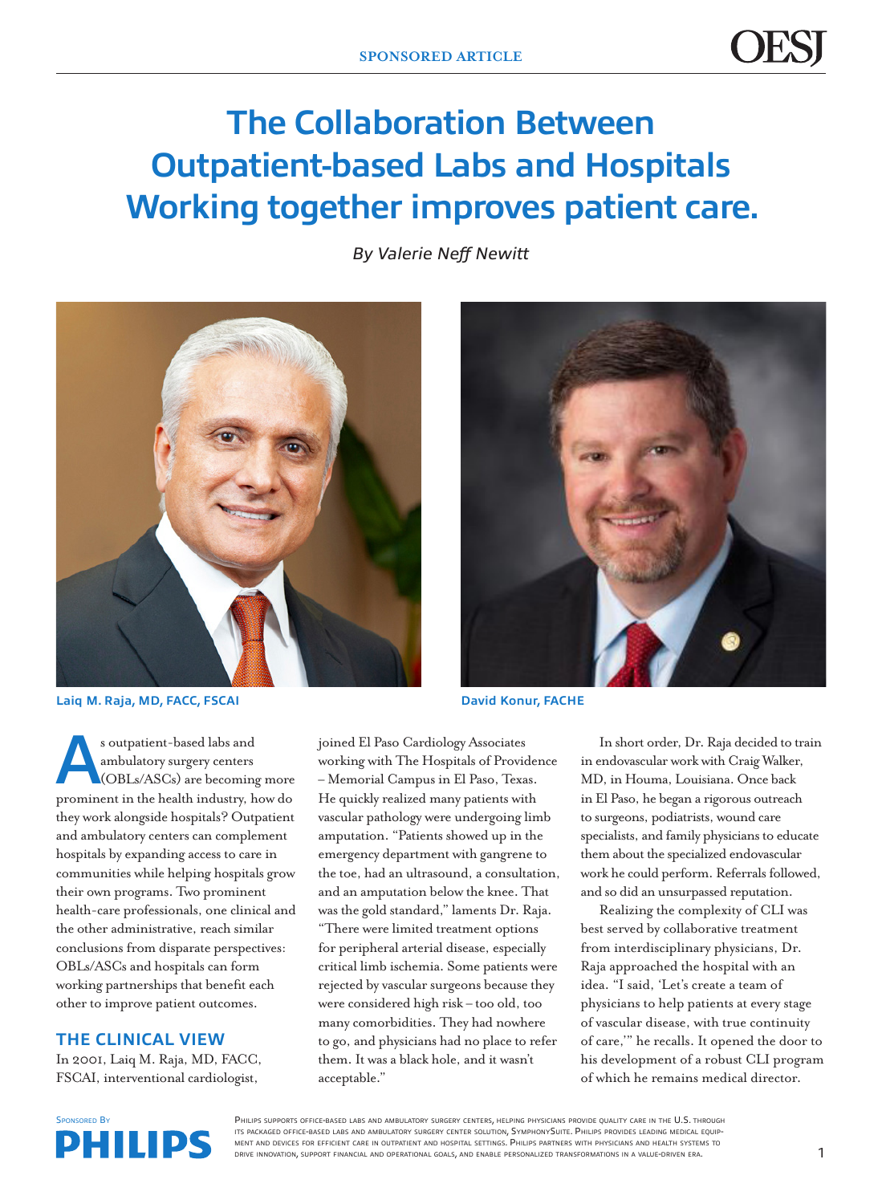# The Collaboration Between Outpatient-based Labs and Hospitals Working together improves patient care.

*By Valerie Neff Newitt*

**Laiq M. Raja, MD, FACC, FSCAI**

**David Konur, FACHE**

As outpatient-based labs and ambulatory surgery centers (OBLs/ASCs) are becoming more prominent in the health industry, how do they work alongside hospitals? Outpatient and ambulatory centers can complement hospitals by expanding access to care in communities while helping hospitals grow their own programs. Two prominent health-care professionals, one clinical and the other administrative, reach similar conclusions from disparate perspectives: OBLs/ASCs and hospitals can form working partnerships that benefit each other to improve patient outcomes.

## THE CLINICAL VIEW

In 2001, Laiq M. Raja, MD, FACC, FSCAI, interventional cardiologist, joined El Paso Cardiology Associates working with The Hospitals of Providence – Memorial Campus in El Paso, Texas. He quickly realized many patients with vascular pathology were undergoing limb amputation. "Patients showed up in the emergency department with gangrene to the toe, had an ultrasound, a consultation, and an amputation below the knee. That was the gold standard," laments Dr. Raja. "There were limited treatment options for peripheral arterial disease, especially critical limb ischemia. Some patients were rejected by vascular surgeons because they were considered high risk – too old, too many comorbidities. They had nowhere to go, and physicians had no place to refer them. It was a black hole, and it wasn't acceptable."

In short order, Dr. Raja decided to train in endovascular work with Craig Walker, MD, in Houma, Louisiana. Once back in El Paso, he began a rigorous outreach to surgeons, podiatrists, wound care specialists, and family physicians to educate them about the specialized endovascular work he could perform. Referrals followed, and so did an unsurpassed reputation.

Realizing the complexity of CLI was best served by collaborative treatment from interdisciplinary physicians, Dr. Raja approached the hospital with an idea. "I said, 'Let's create a team of physicians to help patients at every stage of vascular disease, with true continuity of care,'" he recalls. It opened the door to his development of a robust CLI program of which he remains medical director.

Sponsored By PHILIPS

Philips supports office-based labs and ambulatory surgery centers, helping physicians provide quality care in the U.S. through its packaged office-based labs and ambulatory surgery center solution, SymphonySuite. Philips provides leading medical equipment and devices for efficient care in outpatient and hospital settings. Philips partners with physicians and health systems to drive innovation, support financial and operational goals, and enable personalized transformations in a value-driven era.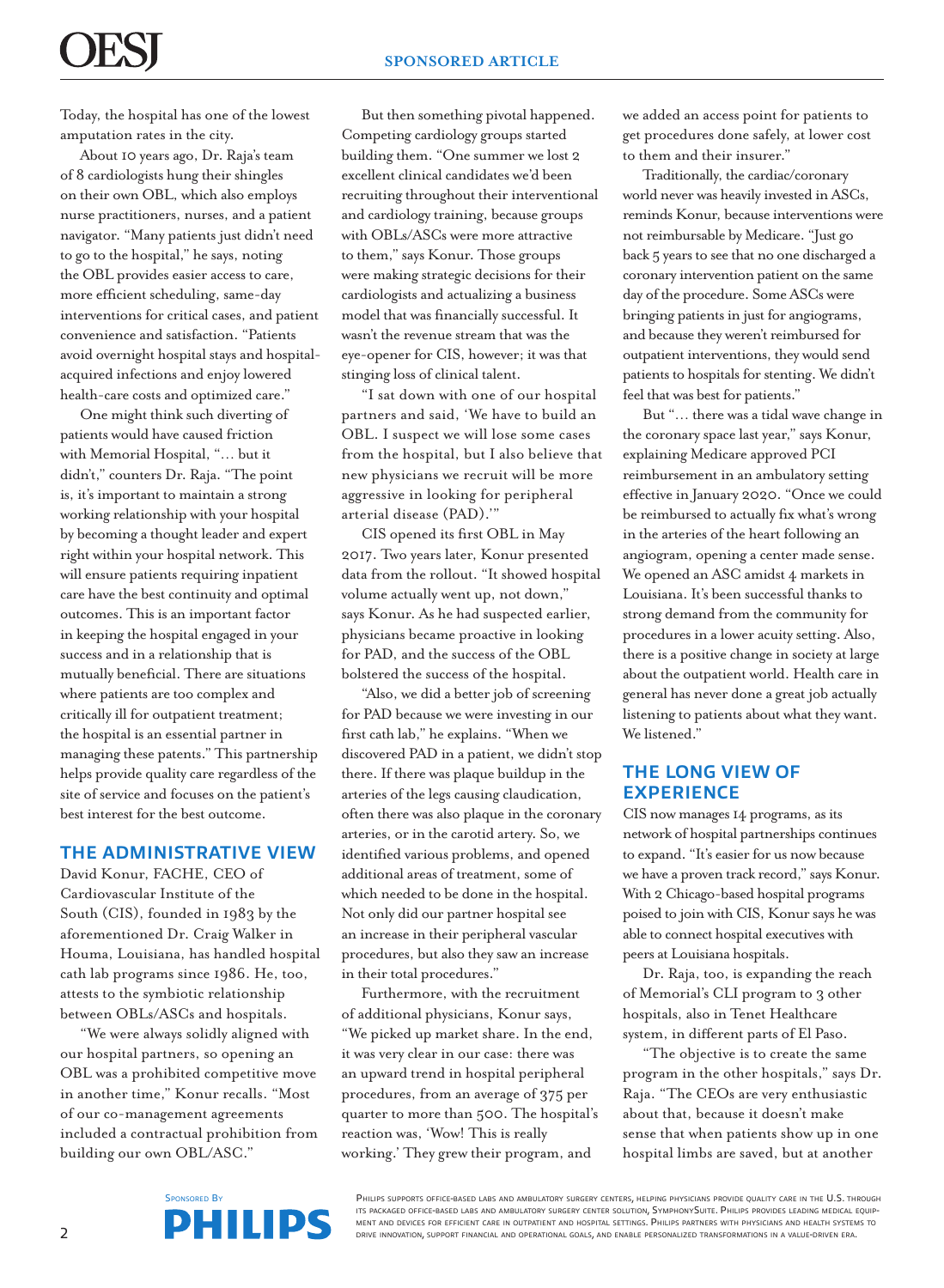Today, the hospital has one of the lowest amputation rates in the city.

About 10 years ago, Dr. Raja's team of 8 cardiologists hung their shingles on their own OBL, which also employs nurse practitioners, nurses, and a patient navigator. "Many patients just didn't need to go to the hospital," he says, noting the OBL provides easier access to care, more efficient scheduling, same-day interventions for critical cases, and patient convenience and satisfaction. "Patients avoid overnight hospital stays and hospital-acquired infections and enjoy lowered health-care costs and optimized care."

One might think such diverting of patients would have caused friction with Memorial Hospital, "... but it didn't," counters Dr. Raja. "The point is, it's important to maintain a strong working relationship with your hospital by becoming a thought leader and expert right within your hospital network. This will ensure patients requiring inpatient care have the best continuity and optimal outcomes. This is an important factor in keeping the hospital engaged in your success and in a relationship that is mutually beneficial. There are situations where patients are too complex and critically ill for outpatient treatment; the hospital is an essential partner in managing these patents." This partnership helps provide quality care regardless of the site of service and focuses on the patient's best interest for the best outcome.

## THE ADMINISTRATIVE VIEW

David Konur, FACHE, CEO of Cardiovascular Institute of the South (CIS), founded in 1983 by the aforementioned Dr. Craig Walker in Houma, Louisiana, has handled hospital cath lab programs since 1986. He, too, attests to the symbiotic relationship between OBLs/ASCs and hospitals.

"We were always solidly aligned with our hospital partners, so opening an OBL was a prohibited competitive move in another time," Konur recalls. "Most of our co-management agreements included a contractual prohibition from building our own OBL/ASC."

But then something pivotal happened. Competing cardiology groups started building them. "One summer we lost 2 excellent clinical candidates we'd been recruiting throughout their interventional and cardiology training, because groups with OBLs/ASCs were more attractive to them," says Konur. Those groups were making strategic decisions for their cardiologists and actualizing a business model that was financially successful. It wasn't the revenue stream that was the eye-opener for CIS, however; it was that stinging loss of clinical talent.

"I sat down with one of our hospital partners and said, 'We have to build an OBL. I suspect we will lose some cases from the hospital, but I also believe that new physicians we recruit will be more aggressive in looking for peripheral arterial disease (PAD).'"

CIS opened its first OBL in May 2017. Two years later, Konur presented data from the rollout. "It showed hospital volume actually went up, not down," says Konur. As he had suspected earlier, physicians became proactive in looking for PAD, and the success of the OBL bolstered the success of the hospital.

"Also, we did a better job of screening for PAD because we were investing in our first cath lab," he explains. "When we discovered PAD in a patient, we didn't stop there. If there was plaque buildup in the arteries of the legs causing claudication, often there was also plaque in the coronary arteries, or in the carotid artery. So, we identified various problems, and opened additional areas of treatment, some of which needed to be done in the hospital. Not only did our partner hospital see an increase in their peripheral vascular procedures, but also they saw an increase in their total procedures."

Furthermore, with the recruitment of additional physicians, Konur says, "We picked up market share. In the end, it was very clear in our case: there was an upward trend in hospital peripheral procedures, from an average of 375 per quarter to more than 500. The hospital's reaction was, 'Wow! This is really working.' They grew their program, and we added an access point for patients to get procedures done safely, at lower cost to them and their insurer."

Traditionally, the cardiac/coronary world never was heavily invested in ASCs, reminds Konur, because interventions were not reimbursable by Medicare. "Just go back 5 years to see that no one discharged a coronary intervention patient on the same day of the procedure. Some ASCs were bringing patients in just for angiograms, and because they weren't reimbursed for outpatient interventions, they would send patients to hospitals for stenting. We didn't feel that was best for patients."

But "... there was a tidal wave change in the coronary space last year," says Konur, explaining Medicare approved PCI reimbursement in an ambulatory setting effective in January 2020. "Once we could be reimbursed to actually fix what's wrong in the arteries of the heart following an angiogram, opening a center made sense. We opened an ASC amidst 4 markets in Louisiana. It's been successful thanks to strong demand from the community for procedures in a lower acuity setting. Also, there is a positive change in society at large about the outpatient world. Health care in general has never done a great job actually listening to patients about what they want. We listened."

## THE LONG VIEW OF EXPERIENCE

CIS now manages 14 programs, as its network of hospital partnerships continues to expand. "It's easier for us now because we have a proven track record," says Konur. With 2 Chicago-based hospital programs poised to join with CIS, Konur says he was able to connect hospital executives with peers at Louisiana hospitals.

Dr. Raja, too, is expanding the reach of Memorial's CLI program to 3 other hospitals, also in Tenet Healthcare system, in different parts of El Paso.

"The objective is to create the same program in the other hospitals," says Dr. Raja. "The CEOs are very enthusiastic about that, because it doesn't make sense that when patients show up in one hospital limbs are saved, but at another

Sponsored By PHILIPS

Philips supports office-based labs and ambulatory surgery centers, helping physicians provide quality care in the U.S. through its packaged office-based labs and ambulatory surgery center solution, SymphonySuite. Philips provides leading medical equipment and devices for efficient care in outpatient and hospital settings. Philips partners with physicians and health systems to drive innovation, support financial and operational goals, and enable personalized transformations in a value-driven era.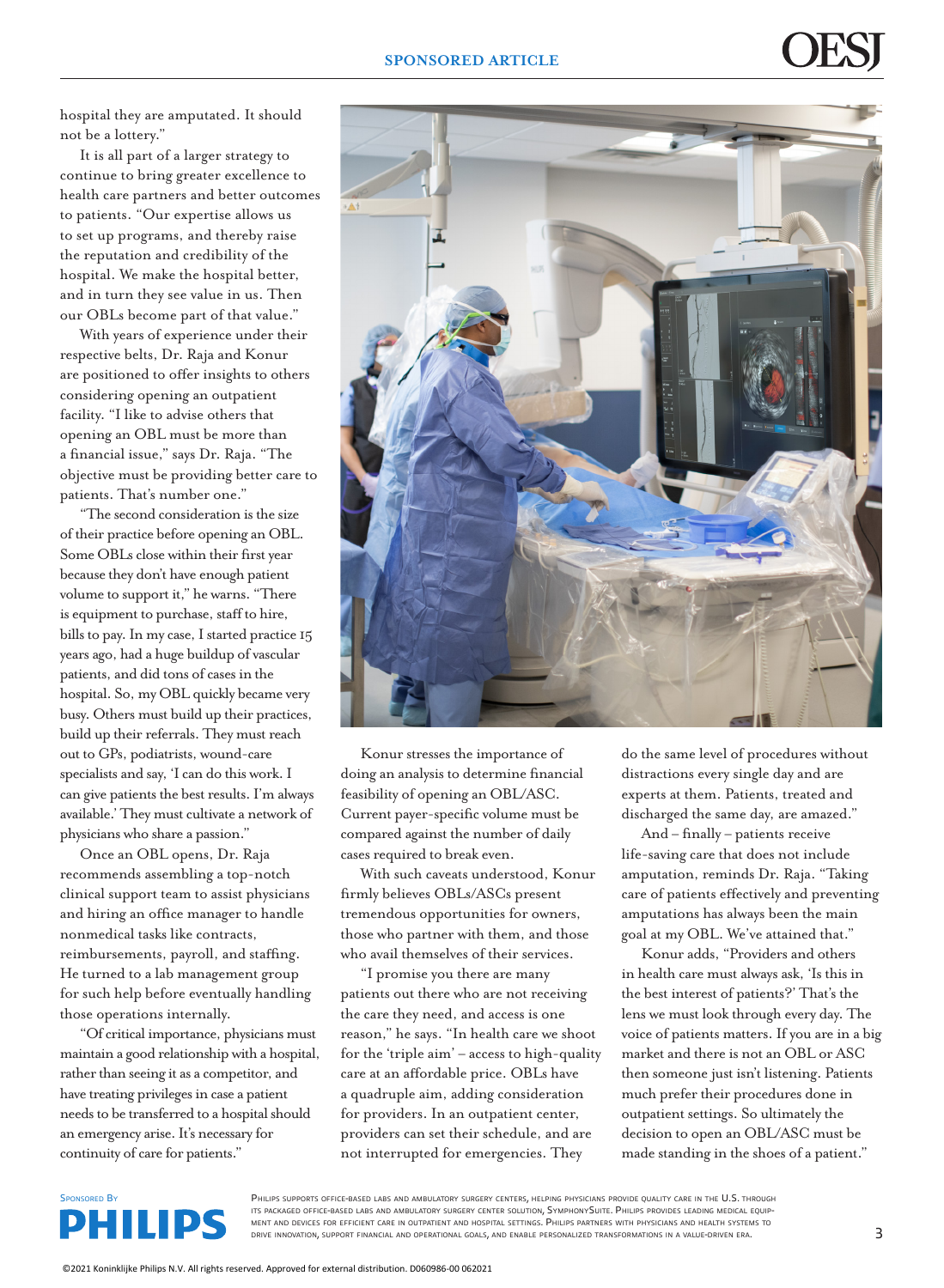hospital they are amputated. It should not be a lottery."

It is all part of a larger strategy to continue to bring greater excellence to health care partners and better outcomes to patients. "Our expertise allows us to set up programs, and thereby raise the reputation and credibility of the hospital. We make the hospital better, and in turn they see value in us. Then our OBLs become part of that value."

With years of experience under their respective belts, Dr. Raja and Konur are positioned to offer insights to others considering opening an outpatient facility. "I like to advise others that opening an OBL must be more than a financial issue," says Dr. Raja. "The objective must be providing better care to patients. That's number one."

"The second consideration is the size of their practice before opening an OBL. Some OBLs close within their first year because they don't have enough patient volume to support it," he warns. "There is equipment to purchase, staff to hire, bills to pay. In my case, I started practice 15 years ago, had a huge buildup of vascular patients, and did tons of cases in the hospital. So, my OBL quickly became very busy. Others must build up their practices, build up their referrals. They must reach out to GPs, podiatrists, wound-care specialists and say, 'I can do this work. I can give patients the best results. I'm always available.' They must cultivate a network of physicians who share a passion."

Once an OBL opens, Dr. Raja recommends assembling a top-notch clinical support team to assist physicians and hiring an office manager to handle nonmedical tasks like contracts, reimbursements, payroll, and staffing. He turned to a lab management group for such help before eventually handling those operations internally.

"Of critical importance, physicians must maintain a good relationship with a hospital, rather than seeing it as a competitor, and have treating privileges in case a patient needs to be transferred to a hospital should an emergency arise. It's necessary for continuity of care for patients."

Konur stresses the importance of doing an analysis to determine financial feasibility of opening an OBL/ASC. Current payer-specific volume must be compared against the number of daily cases required to break even.

With such caveats understood, Konur firmly believes OBLs/ASCs present tremendous opportunities for owners, those who partner with them, and those who avail themselves of their services.

"I promise you there are many patients out there who are not receiving the care they need, and access is one reason," he says. "In health care we shoot for the 'triple aim' – access to high-quality care at an affordable price. OBLs have a quadruple aim, adding consideration for providers. In an outpatient center, providers can set their schedule, and are not interrupted for emergencies. They do the same level of procedures without distractions every single day and are experts at them. Patients, treated and discharged the same day, are amazed."

And – finally – patients receive life-saving care that does not include amputation, reminds Dr. Raja. "Taking care of patients effectively and preventing amputations has always been the main goal at my OBL. We've attained that."

Konur adds, "Providers and others in health care must always ask, 'Is this in the best interest of patients?' That's the lens we must look through every day. The voice of patients matters. If you are in a big market and there is not an OBL or ASC then someone just isn't listening. Patients much prefer their procedures done in outpatient settings. So ultimately the decision to open an OBL/ASC must be made standing in the shoes of a patient."

Sponsored By **PHILIPS**

Philips supports office-based labs and ambulatory surgery centers, helping physicians provide quality care in the U.S. through its packaged office-based labs and ambulatory surgery center solution, SymphonySuite. Philips provides leading medical equipment and devices for efficient care in outpatient and hospital settings. Philips partners with physicians and health systems to drive innovation, support financial and operational goals, and enable personalized transformations in a value-driven era.

©2021 Koninklijke Philips N.V. All rights reserved. Approved for external distribution. D060986-00 062021